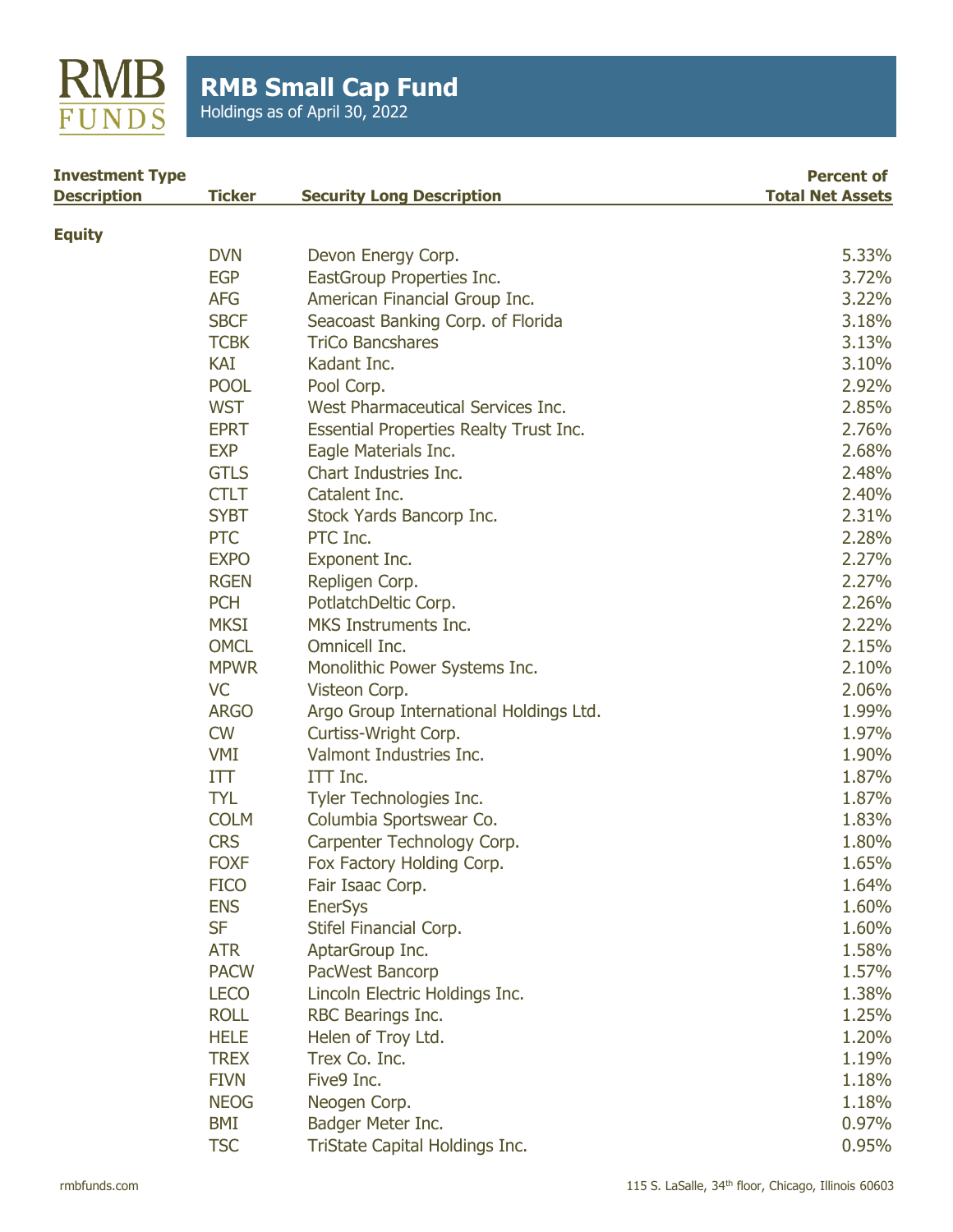# RMB Small Cap Fund

Holdings as of April 30, 2022

| Investment Type Description | Ticker | Security Long Description | Percent of Total Net Assets |
|---|---|---|---|
| **Equity** | | | |
| | DVN | Devon Energy Corp. | 5.33% |
| | EGP | EastGroup Properties Inc. | 3.72% |
| | AFG | American Financial Group Inc. | 3.22% |
| | SBCF | Seacoast Banking Corp. of Florida | 3.18% |
| | TCBK | TriCo Bancshares | 3.13% |
| | KAI | Kadant Inc. | 3.10% |
| | POOL | Pool Corp. | 2.92% |
| | WST | West Pharmaceutical Services Inc. | 2.85% |
| | EPRT | Essential Properties Realty Trust Inc. | 2.76% |
| | EXP | Eagle Materials Inc. | 2.68% |
| | GTLS | Chart Industries Inc. | 2.48% |
| | CTLT | Catalent Inc. | 2.40% |
| | SYBT | Stock Yards Bancorp Inc. | 2.31% |
| | PTC | PTC Inc. | 2.28% |
| | EXPO | Exponent Inc. | 2.27% |
| | RGEN | Repligen Corp. | 2.27% |
| | PCH | PotlatchDeltic Corp. | 2.26% |
| | MKSI | MKS Instruments Inc. | 2.22% |
| | OMCL | Omnicell Inc. | 2.15% |
| | MPWR | Monolithic Power Systems Inc. | 2.10% |
| | VC | Visteon Corp. | 2.06% |
| | ARGO | Argo Group International Holdings Ltd. | 1.99% |
| | CW | Curtiss-Wright Corp. | 1.97% |
| | VMI | Valmont Industries Inc. | 1.90% |
| | ITT | ITT Inc. | 1.87% |
| | TYL | Tyler Technologies Inc. | 1.87% |
| | COLM | Columbia Sportswear Co. | 1.83% |
| | CRS | Carpenter Technology Corp. | 1.80% |
| | FOXF | Fox Factory Holding Corp. | 1.65% |
| | FICO | Fair Isaac Corp. | 1.64% |
| | ENS | EnerSys | 1.60% |
| | SF | Stifel Financial Corp. | 1.60% |
| | ATR | AptarGroup Inc. | 1.58% |
| | PACW | PacWest Bancorp | 1.57% |
| | LECO | Lincoln Electric Holdings Inc. | 1.38% |
| | ROLL | RBC Bearings Inc. | 1.25% |
| | HELE | Helen of Troy Ltd. | 1.20% |
| | TREX | Trex Co. Inc. | 1.19% |
| | FIVN | Five9 Inc. | 1.18% |
| | NEOG | Neogen Corp. | 1.18% |
| | BMI | Badger Meter Inc. | 0.97% |
| | TSC | TriState Capital Holdings Inc. | 0.95% |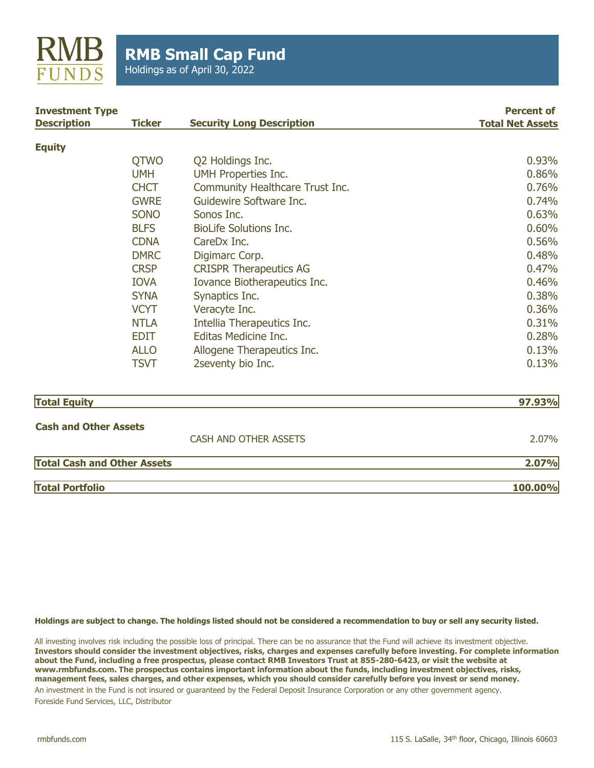# RMB Small Cap Fund

Holdings as of April 30, 2022

| Investment Type Description | Ticker | Security Long Description | Percent of Total Net Assets |
|---|---|---|---|
| **Equity** | | | |
| | QTWO | Q2 Holdings Inc. | 0.93% |
| | UMH | UMH Properties Inc. | 0.86% |
| | CHCT | Community Healthcare Trust Inc. | 0.76% |
| | GWRE | Guidewire Software Inc. | 0.74% |
| | SONO | Sonos Inc. | 0.63% |
| | BLFS | BioLife Solutions Inc. | 0.60% |
| | CDNA | CareDx Inc. | 0.56% |
| | DMRC | Digimarc Corp. | 0.48% |
| | CRSP | CRISPR Therapeutics AG | 0.47% |
| | IOVA | Iovance Biotherapeutics Inc. | 0.46% |
| | SYNA | Synaptics Inc. | 0.38% |
| | VCYT | Veracyte Inc. | 0.36% |
| | NTLA | Intellia Therapeutics Inc. | 0.31% |
| | EDIT | Editas Medicine Inc. | 0.28% |
| | ALLO | Allogene Therapeutics Inc. | 0.13% |
| | TSVT | 2seventy bio Inc. | 0.13% |
| **Total Equity** | | | **97.93%** |
| **Cash and Other Assets** | | | |
| | | CASH AND OTHER ASSETS | 2.07% |
| **Total Cash and Other Assets** | | | **2.07%** |
| **Total Portfolio** | | | **100.00%** |

**Holdings are subject to change. The holdings listed should not be considered a recommendation to buy or sell any security listed.**

All investing involves risk including the possible loss of principal. There can be no assurance that the Fund will achieve its investment objective. **Investors should consider the investment objectives, risks, charges and expenses carefully before investing. For complete information about the Fund, including a free prospectus, please contact RMB Investors Trust at 855-280-6423, or visit the website at www.rmbfunds.com. The prospectus contains important information about the funds, including investment objectives, risks, management fees, sales charges, and other expenses, which you should consider carefully before you invest or send money.**
An investment in the Fund is not insured or guaranteed by the Federal Deposit Insurance Corporation or any other government agency.
Foreside Fund Services, LLC, Distributor

rmbfunds.com

115 S. LaSalle, 34th floor, Chicago, Illinois 60603